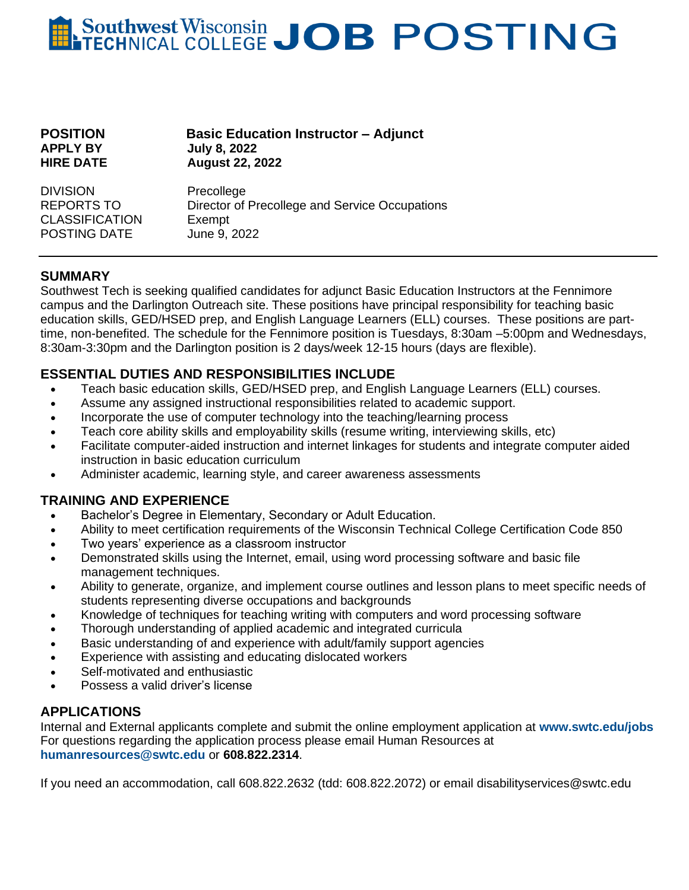# Southwest Wisconsin TECHNICAL COLLEGE JOB POSTING

| | |
|---|---|
| **POSITION** | **Basic Education Instructor – Adjunct** |
| **APPLY BY** | **July 8, 2022** |
| **HIRE DATE** | **August 22, 2022** |
| DIVISION | Precollege |
| REPORTS TO | Director of Precollege and Service Occupations |
| CLASSIFICATION | Exempt |
| POSTING DATE | June 9, 2022 |

---

## SUMMARY

Southwest Tech is seeking qualified candidates for adjunct Basic Education Instructors at the Fennimore campus and the Darlington Outreach site. These positions have principal responsibility for teaching basic education skills, GED/HSED prep, and English Language Learners (ELL) courses. These positions are part-time, non-benefited. The schedule for the Fennimore position is Tuesdays, 8:30am –5:00pm and Wednesdays, 8:30am-3:30pm and the Darlington position is 2 days/week 12-15 hours (days are flexible).

## ESSENTIAL DUTIES AND RESPONSIBILITIES INCLUDE

- Teach basic education skills, GED/HSED prep, and English Language Learners (ELL) courses.
- Assume any assigned instructional responsibilities related to academic support.
- Incorporate the use of computer technology into the teaching/learning process
- Teach core ability skills and employability skills (resume writing, interviewing skills, etc)
- Facilitate computer-aided instruction and internet linkages for students and integrate computer aided instruction in basic education curriculum
- Administer academic, learning style, and career awareness assessments

## TRAINING AND EXPERIENCE

- Bachelor's Degree in Elementary, Secondary or Adult Education.
- Ability to meet certification requirements of the Wisconsin Technical College Certification Code 850
- Two years' experience as a classroom instructor
- Demonstrated skills using the Internet, email, using word processing software and basic file management techniques.
- Ability to generate, organize, and implement course outlines and lesson plans to meet specific needs of students representing diverse occupations and backgrounds
- Knowledge of techniques for teaching writing with computers and word processing software
- Thorough understanding of applied academic and integrated curricula
- Basic understanding of and experience with adult/family support agencies
- Experience with assisting and educating dislocated workers
- Self-motivated and enthusiastic
- Possess a valid driver's license

## APPLICATIONS

Internal and External applicants complete and submit the online employment application at **www.swtc.edu/jobs**
For questions regarding the application process please email Human Resources at **humanresources@swtc.edu** or **608.822.2314**.

If you need an accommodation, call 608.822.2632 (tdd: 608.822.2072) or email disabilityservices@swtc.edu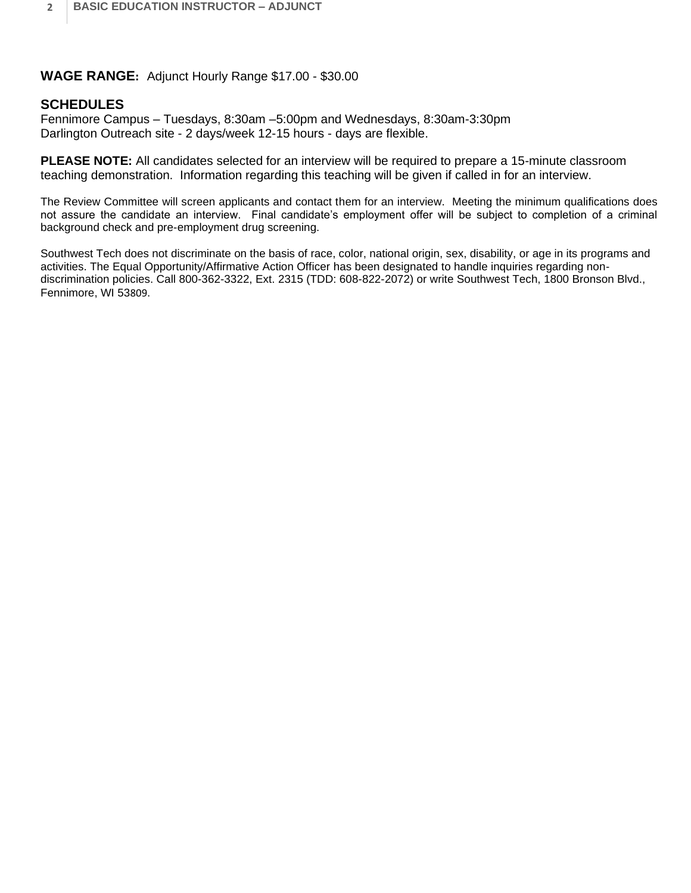**WAGE RANGE:** Adjunct Hourly Range $17.00 - $30.00

## SCHEDULES

Fennimore Campus – Tuesdays, 8:30am –5:00pm and Wednesdays, 8:30am-3:30pm
Darlington Outreach site - 2 days/week 12-15 hours - days are flexible.

**PLEASE NOTE:** All candidates selected for an interview will be required to prepare a 15-minute classroom teaching demonstration. Information regarding this teaching will be given if called in for an interview.

The Review Committee will screen applicants and contact them for an interview. Meeting the minimum qualifications does not assure the candidate an interview. Final candidate's employment offer will be subject to completion of a criminal background check and pre-employment drug screening.

Southwest Tech does not discriminate on the basis of race, color, national origin, sex, disability, or age in its programs and activities. The Equal Opportunity/Affirmative Action Officer has been designated to handle inquiries regarding non-discrimination policies. Call 800-362-3322, Ext. 2315 (TDD: 608-822-2072) or write Southwest Tech, 1800 Bronson Blvd., Fennimore, WI 53809.